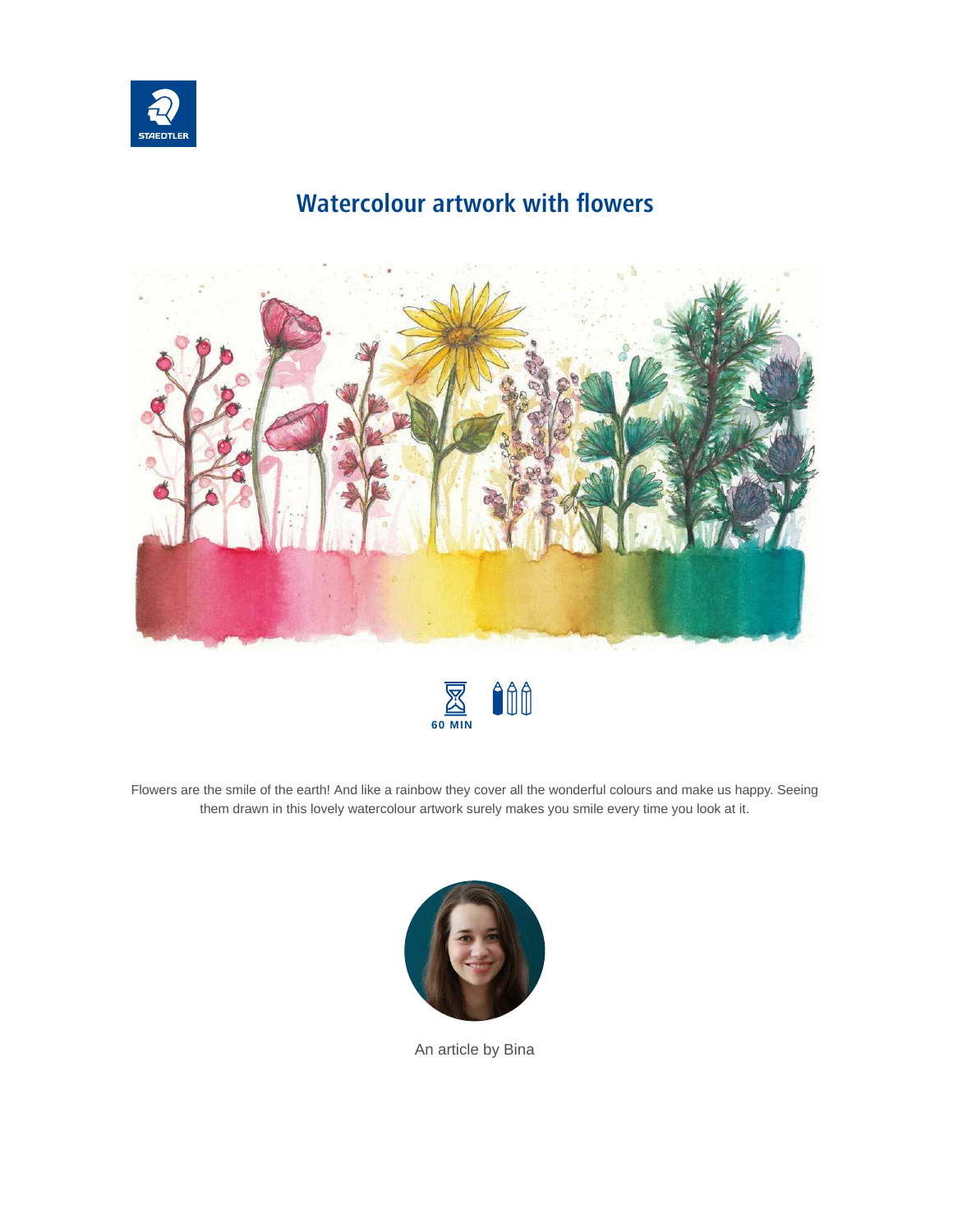# Watercolour artwork with flowers

60 MIN

Flowers are the smile of the earth! And like a rainbow they cover all the wonderful colours and make us happy. Seeing them drawn in this lovely watercolour artwork surely makes you smile every time you look at it.

An article by Bina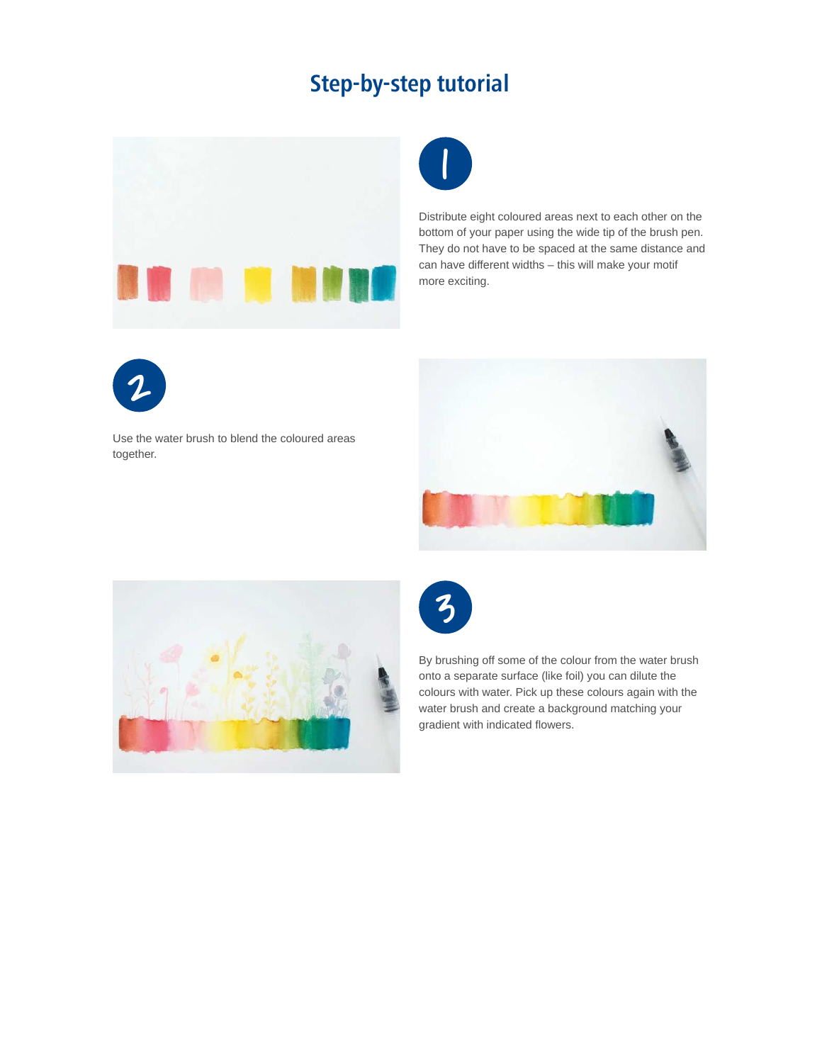# Step-by-step tutorial

**1**

Distribute eight coloured areas next to each other on the bottom of your paper using the wide tip of the brush pen. They do not have to be spaced at the same distance and can have different widths – this will make your motif more exciting.

**2**

Use the water brush to blend the coloured areas together.

**3**

By brushing off some of the colour from the water brush onto a separate surface (like foil) you can dilute the colours with water. Pick up these colours again with the water brush and create a background matching your gradient with indicated flowers.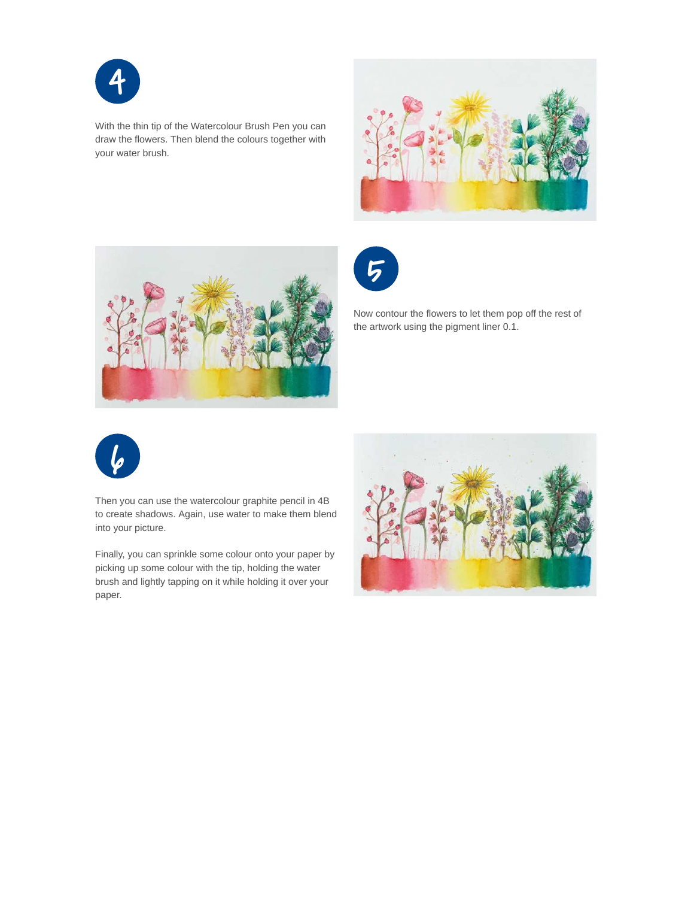## 4

With the thin tip of the Watercolour Brush Pen you can draw the flowers. Then blend the colours together with your water brush.

## 5

Now contour the flowers to let them pop off the rest of the artwork using the pigment liner 0.1.

## 6

Then you can use the watercolour graphite pencil in 4B to create shadows. Again, use water to make them blend into your picture.

Finally, you can sprinkle some colour onto your paper by picking up some colour with the tip, holding the water brush and lightly tapping on it while holding it over your paper.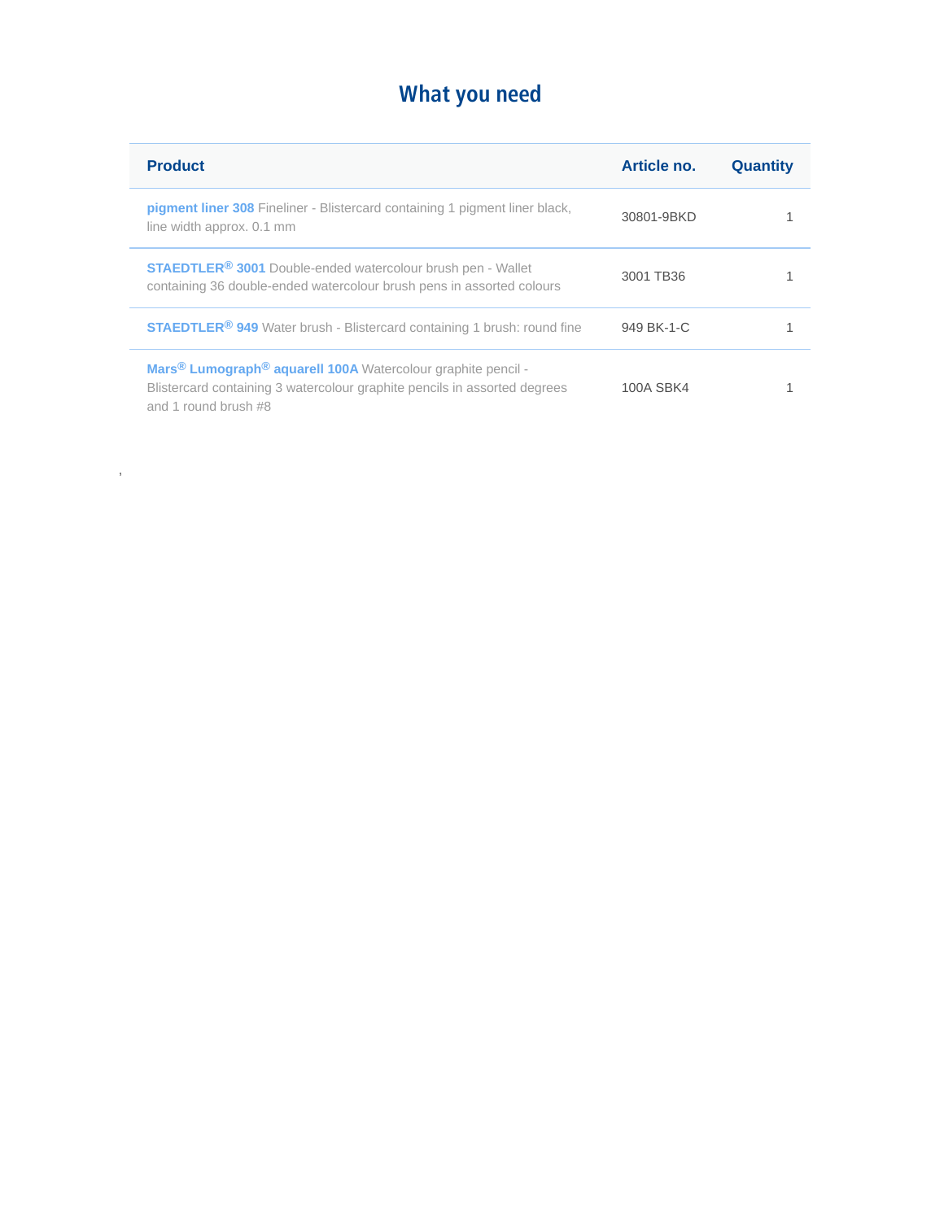## What you need

| Product | Article no. | Quantity |
|---|---|---|
| **pigment liner 308** Fineliner - Blistercard containing 1 pigment liner black, line width approx. 0.1 mm | 30801-9BKD | 1 |
| **STAEDTLER® 3001** Double-ended watercolour brush pen - Wallet containing 36 double-ended watercolour brush pens in assorted colours | 3001 TB36 | 1 |
| **STAEDTLER® 949** Water brush - Blistercard containing 1 brush: round fine | 949 BK-1-C | 1 |
| **Mars® Lumograph® aquarell 100A** Watercolour graphite pencil - Blistercard containing 3 watercolour graphite pencils in assorted degrees and 1 round brush #8 | 100A SBK4 | 1 |

,